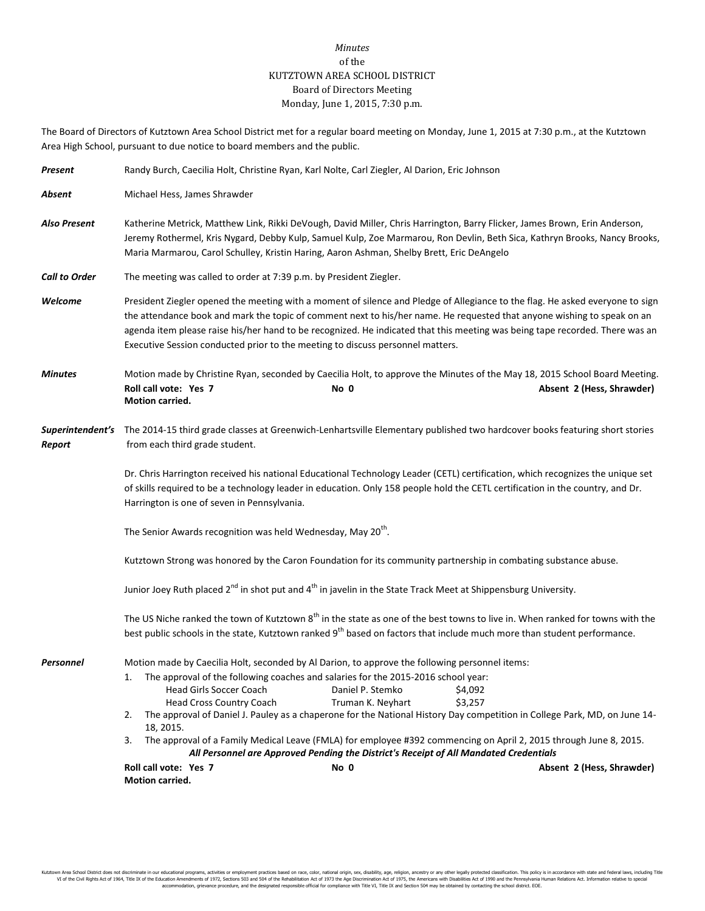*Minutes*
of the
KUTZTOWN AREA SCHOOL DISTRICT
Board of Directors Meeting
Monday, June 1, 2015, 7:30 p.m.

The Board of Directors of Kutztown Area School District met for a regular board meeting on Monday, June 1, 2015 at 7:30 p.m., at the Kutztown Area High School, pursuant to due notice to board members and the public.

***Present*** Randy Burch, Caecilia Holt, Christine Ryan, Karl Nolte, Carl Ziegler, Al Darion, Eric Johnson

***Absent*** Michael Hess, James Shrawder

***Also Present*** Katherine Metrick, Matthew Link, Rikki DeVough, David Miller, Chris Harrington, Barry Flicker, James Brown, Erin Anderson, Jeremy Rothermel, Kris Nygard, Debby Kulp, Samuel Kulp, Zoe Marmarou, Ron Devlin, Beth Sica, Kathryn Brooks, Nancy Brooks, Maria Marmarou, Carol Schulley, Kristin Haring, Aaron Ashman, Shelby Brett, Eric DeAngelo

***Call to Order*** The meeting was called to order at 7:39 p.m. by President Ziegler.

***Welcome*** President Ziegler opened the meeting with a moment of silence and Pledge of Allegiance to the flag. He asked everyone to sign the attendance book and mark the topic of comment next to his/her name. He requested that anyone wishing to speak on an agenda item please raise his/her hand to be recognized. He indicated that this meeting was being tape recorded. There was an Executive Session conducted prior to the meeting to discuss personnel matters.

***Minutes*** Motion made by Christine Ryan, seconded by Caecilia Holt, to approve the Minutes of the May 18, 2015 School Board Meeting.

**Roll call vote: Yes 7** **No 0** **Absent 2 (Hess, Shrawder)**
**Motion carried.**

***Superintendent's Report*** The 2014-15 third grade classes at Greenwich-Lenhartsville Elementary published two hardcover books featuring short stories from each third grade student.

Dr. Chris Harrington received his national Educational Technology Leader (CETL) certification, which recognizes the unique set of skills required to be a technology leader in education. Only 158 people hold the CETL certification in the country, and Dr. Harrington is one of seven in Pennsylvania.

The Senior Awards recognition was held Wednesday, May 20th.

Kutztown Strong was honored by the Caron Foundation for its community partnership in combating substance abuse.

Junior Joey Ruth placed 2nd in shot put and 4th in javelin in the State Track Meet at Shippensburg University.

The US Niche ranked the town of Kutztown 8th in the state as one of the best towns to live in. When ranked for towns with the best public schools in the state, Kutztown ranked 9th based on factors that include much more than student performance.

***Personnel*** Motion made by Caecilia Holt, seconded by Al Darion, to approve the following personnel items:

1. The approval of the following coaches and salaries for the 2015-2016 school year:

| | | |
|---|---|---|
| Head Girls Soccer Coach | Daniel P. Stemko | $4,092 |
| Head Cross Country Coach | Truman K. Neyhart | $3,257 |

2. The approval of Daniel J. Pauley as a chaperone for the National History Day competition in College Park, MD, on June 14-18, 2015.
3. The approval of a Family Medical Leave (FMLA) for employee #392 commencing on April 2, 2015 through June 8, 2015.

***All Personnel are Approved Pending the District's Receipt of All Mandated Credentials***

**Roll call vote: Yes 7** **No 0** **Absent 2 (Hess, Shrawder)**
**Motion carried.**

Kutztown Area School District does not discriminate in our educational programs, activities or employment practices based on race, color, national origin, sex, disability, age, religion, ancestry or any other legally protected classification. This policy is in accordance with state and federal laws, including Title VI of the Civil Rights Act of 1964, Title IX of the Education Amendments of 1972, Sections 503 and 504 of the Rehabilitation Act of 1973 the Age Discrimination Act of 1975, the Americans with Disabilities Act of 1990 and the Pennsylvania Human Relations Act. Information relative to special accommodation, grievance procedure, and the designated responsible official for compliance with Title VI, Title IX and Section 504 may be obtained by contacting the school district. EOE.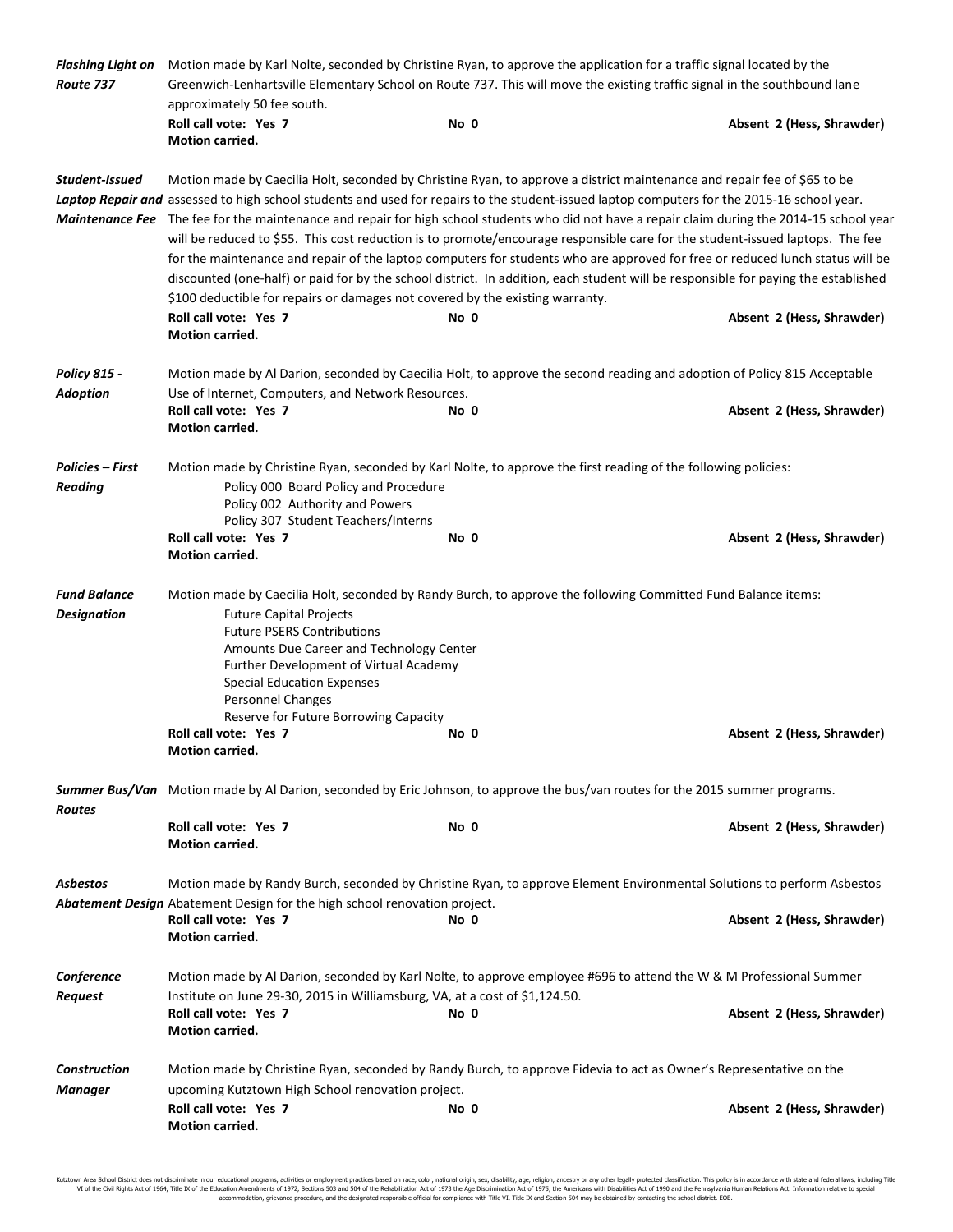***Flashing Light on Route 737***

Motion made by Karl Nolte, seconded by Christine Ryan, to approve the application for a traffic signal located by the Greenwich-Lenhartsville Elementary School on Route 737. This will move the existing traffic signal in the southbound lane approximately 50 fee south.

**Roll call vote: Yes 7** **No 0** **Absent 2 (Hess, Shrawder)**
**Motion carried.**

***Student-Issued Laptop Repair and Maintenance Fee***

Motion made by Caecilia Holt, seconded by Christine Ryan, to approve a district maintenance and repair fee of $65 to be assessed to high school students and used for repairs to the student-issued laptop computers for the 2015-16 school year. The fee for the maintenance and repair for high school students who did not have a repair claim during the 2014-15 school year will be reduced to $55. This cost reduction is to promote/encourage responsible care for the student-issued laptops. The fee for the maintenance and repair of the laptop computers for students who are approved for free or reduced lunch status will be discounted (one-half) or paid for by the school district. In addition, each student will be responsible for paying the established $100 deductible for repairs or damages not covered by the existing warranty.

**Roll call vote: Yes 7** **No 0** **Absent 2 (Hess, Shrawder)**
**Motion carried.**

***Policy 815 - Adoption***

Motion made by Al Darion, seconded by Caecilia Holt, to approve the second reading and adoption of Policy 815 Acceptable Use of Internet, Computers, and Network Resources.

**Roll call vote: Yes 7** **No 0** **Absent 2 (Hess, Shrawder)**
**Motion carried.**

***Policies – First Reading***

Motion made by Christine Ryan, seconded by Karl Nolte, to approve the first reading of the following policies:

- Policy 000 Board Policy and Procedure
- Policy 002 Authority and Powers
- Policy 307 Student Teachers/Interns

**Roll call vote: Yes 7** **No 0** **Absent 2 (Hess, Shrawder)**
**Motion carried.**

***Fund Balance Designation***

Motion made by Caecilia Holt, seconded by Randy Burch, to approve the following Committed Fund Balance items:

- Future Capital Projects
- Future PSERS Contributions
- Amounts Due Career and Technology Center
- Further Development of Virtual Academy
- Special Education Expenses
- Personnel Changes
- Reserve for Future Borrowing Capacity

**Roll call vote: Yes 7** **No 0** **Absent 2 (Hess, Shrawder)**
**Motion carried.**

***Summer Bus/Van Routes***

Motion made by Al Darion, seconded by Eric Johnson, to approve the bus/van routes for the 2015 summer programs.

**Roll call vote: Yes 7** **No 0** **Absent 2 (Hess, Shrawder)**
**Motion carried.**

***Asbestos Abatement Design***

Motion made by Randy Burch, seconded by Christine Ryan, to approve Element Environmental Solutions to perform Asbestos Abatement Design for the high school renovation project.

**Roll call vote: Yes 7** **No 0** **Absent 2 (Hess, Shrawder)**
**Motion carried.**

***Conference Request***

Motion made by Al Darion, seconded by Karl Nolte, to approve employee #696 to attend the W & M Professional Summer Institute on June 29-30, 2015 in Williamsburg, VA, at a cost of $1,124.50.

**Roll call vote: Yes 7** **No 0** **Absent 2 (Hess, Shrawder)**
**Motion carried.**

***Construction Manager***

Motion made by Christine Ryan, seconded by Randy Burch, to approve Fidevia to act as Owner's Representative on the upcoming Kutztown High School renovation project.

**Roll call vote: Yes 7** **No 0** **Absent 2 (Hess, Shrawder)**
**Motion carried.**

Kutztown Area School District does not discriminate in our educational programs, activities or employment practices based on race, color, national origin, sex, disability, age, religion, ancestry or any other legally protected classification. This policy is in accordance with state and federal laws, including Title VI of the Civil Rights Act of 1964, Title IX of the Education Amendments of 1972, Sections 503 and 504 of the Rehabilitation Act of 1973 the Age Discrimination Act of 1975, the Americans with Disabilities Act of 1990 and the Pennsylvania Human Relations Act. Information relative to special accommodation, grievance procedure, and the designated responsible official for compliance with Title VI, Title IX and Section 504 may be obtained by contacting the school district. EOE.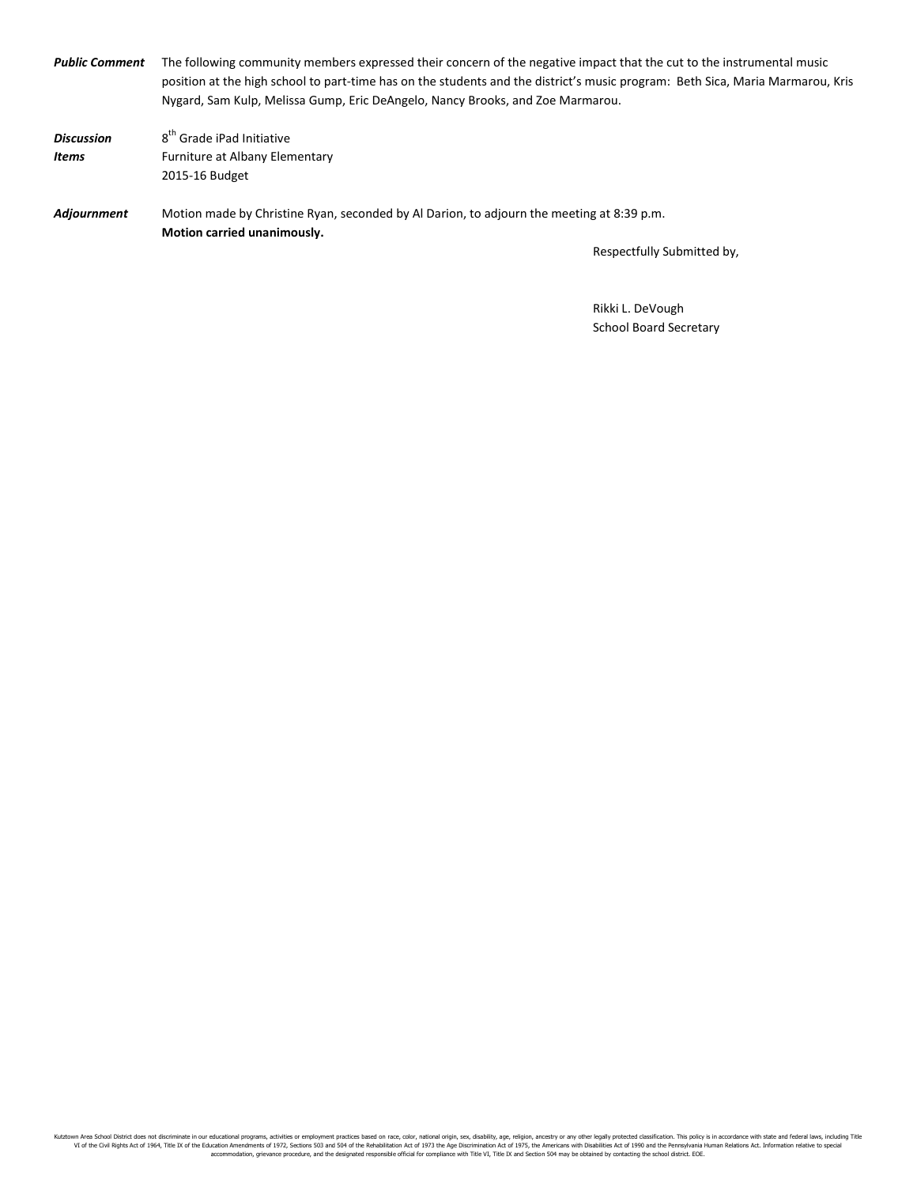***Public Comment*** The following community members expressed their concern of the negative impact that the cut to the instrumental music position at the high school to part-time has on the students and the district's music program: Beth Sica, Maria Marmarou, Kris Nygard, Sam Kulp, Melissa Gump, Eric DeAngelo, Nancy Brooks, and Zoe Marmarou.

***Discussion Items***
8th Grade iPad Initiative
Furniture at Albany Elementary
2015-16 Budget

***Adjournment*** Motion made by Christine Ryan, seconded by Al Darion, to adjourn the meeting at 8:39 p.m.
**Motion carried unanimously.**

Respectfully Submitted by,

Rikki L. DeVough
School Board Secretary

Kutztown Area School District does not discriminate in our educational programs, activities or employment practices based on race, color, national origin, sex, disability, age, religion, ancestry or any other legally protected classification. This policy is in accordance with state and federal laws, including Title VI of the Civil Rights Act of 1964, Title IX of the Education Amendments of 1972, Sections 503 and 504 of the Rehabilitation Act of 1973 the Age Discrimination Act of 1975, the Americans with Disabilities Act of 1990 and the Pennsylvania Human Relations Act. Information relative to special accommodation, grievance procedure, and the designated responsible official for compliance with Title VI, Title IX and Section 504 may be obtained by contacting the school district. EOE.